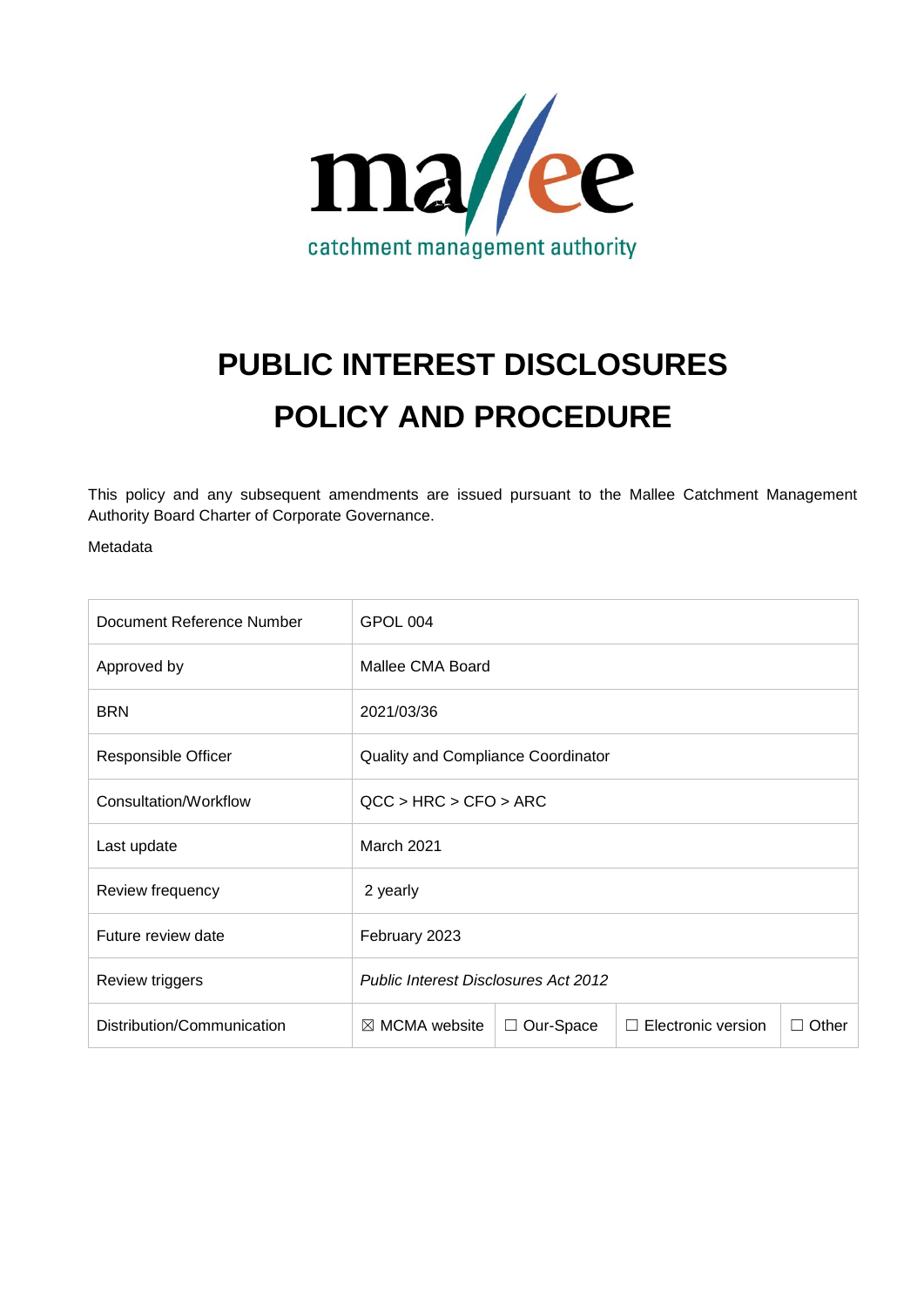# PUBLIC INTEREST DISCLOSURES POLICY AND PROCEDURE

This policy and any subsequent amendments are issued pursuant to the Mallee Catchment Management Authority Board Charter of Corporate Governance.

Metadata

| | | | | |
|---|---|---|---|---|
| Document Reference Number | GPOL 004 | | | |
| Approved by | Mallee CMA Board | | | |
| BRN | 2021/03/36 | | | |
| Responsible Officer | Quality and Compliance Coordinator | | | |
| Consultation/Workflow | QCC > HRC > CFO > ARC | | | |
| Last update | March 2021 | | | |
| Review frequency | 2 yearly | | | |
| Future review date | February 2023 | | | |
| Review triggers | *Public Interest Disclosures Act 2012* | | | |
| Distribution/Communication | ☒ MCMA website | ☐ Our-Space | ☐ Electronic version | ☐ Other |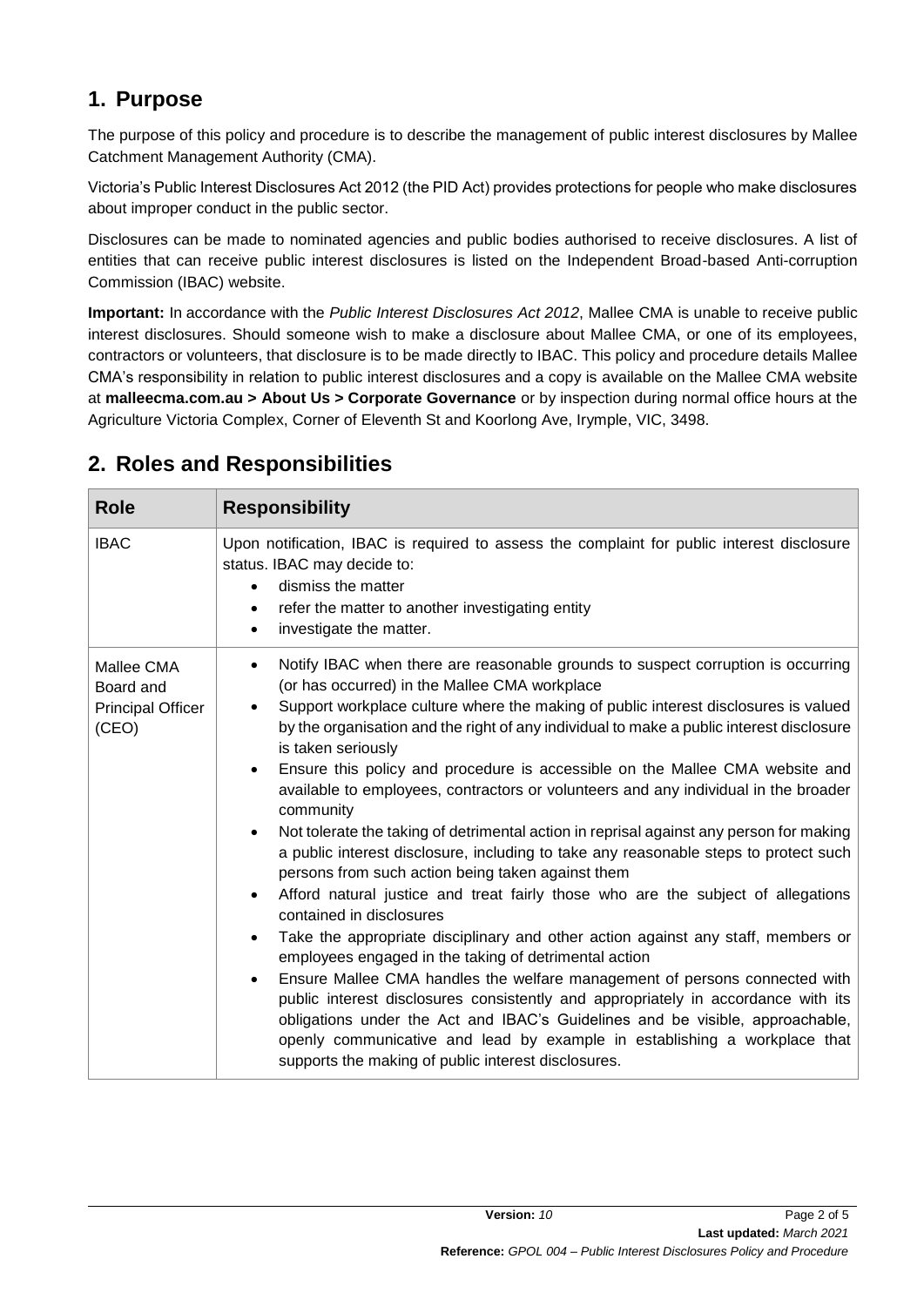## 1. Purpose

The purpose of this policy and procedure is to describe the management of public interest disclosures by Mallee Catchment Management Authority (CMA).

Victoria's Public Interest Disclosures Act 2012 (the PID Act) provides protections for people who make disclosures about improper conduct in the public sector.

Disclosures can be made to nominated agencies and public bodies authorised to receive disclosures. A list of entities that can receive public interest disclosures is listed on the Independent Broad-based Anti-corruption Commission (IBAC) website.

**Important:** In accordance with the *Public Interest Disclosures Act 2012*, Mallee CMA is unable to receive public interest disclosures. Should someone wish to make a disclosure about Mallee CMA, or one of its employees, contractors or volunteers, that disclosure is to be made directly to IBAC. This policy and procedure details Mallee CMA's responsibility in relation to public interest disclosures and a copy is available on the Mallee CMA website at **malleecma.com.au > About Us > Corporate Governance** or by inspection during normal office hours at the Agriculture Victoria Complex, Corner of Eleventh St and Koorlong Ave, Irymple, VIC, 3498.

## 2. Roles and Responsibilities

| Role | Responsibility |
|---|---|
| IBAC | Upon notification, IBAC is required to assess the complaint for public interest disclosure status. IBAC may decide to:<br>• dismiss the matter<br>• refer the matter to another investigating entity<br>• investigate the matter. |
| Mallee CMA Board and Principal Officer (CEO) | • Notify IBAC when there are reasonable grounds to suspect corruption is occurring (or has occurred) in the Mallee CMA workplace<br>• Support workplace culture where the making of public interest disclosures is valued by the organisation and the right of any individual to make a public interest disclosure is taken seriously<br>• Ensure this policy and procedure is accessible on the Mallee CMA website and available to employees, contractors or volunteers and any individual in the broader community<br>• Not tolerate the taking of detrimental action in reprisal against any person for making a public interest disclosure, including to take any reasonable steps to protect such persons from such action being taken against them<br>• Afford natural justice and treat fairly those who are the subject of allegations contained in disclosures<br>• Take the appropriate disciplinary and other action against any staff, members or employees engaged in the taking of detrimental action<br>• Ensure Mallee CMA handles the welfare management of persons connected with public interest disclosures consistently and appropriately in accordance with its obligations under the Act and IBAC's Guidelines and be visible, approachable, openly communicative and lead by example in establishing a workplace that supports the making of public interest disclosures. |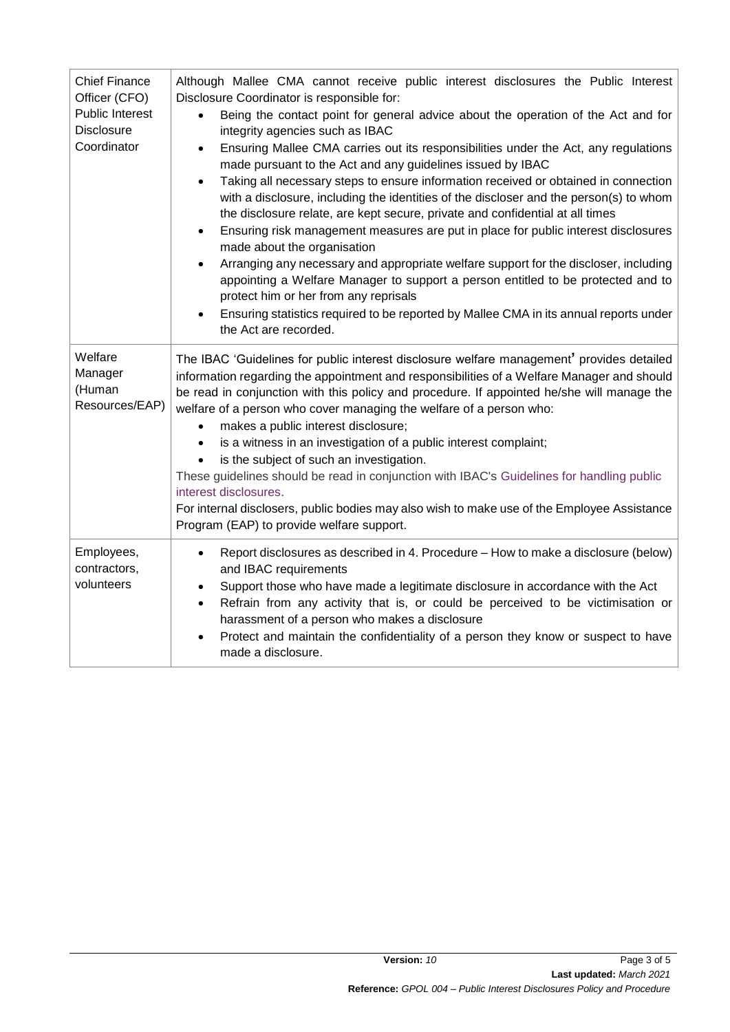| | |
|---|---|
| Chief Finance Officer (CFO) Public Interest Disclosure Coordinator | Although Mallee CMA cannot receive public interest disclosures the Public Interest Disclosure Coordinator is responsible for:<br>• Being the contact point for general advice about the operation of the Act and for integrity agencies such as IBAC<br>• Ensuring Mallee CMA carries out its responsibilities under the Act, any regulations made pursuant to the Act and any guidelines issued by IBAC<br>• Taking all necessary steps to ensure information received or obtained in connection with a disclosure, including the identities of the discloser and the person(s) to whom the disclosure relate, are kept secure, private and confidential at all times<br>• Ensuring risk management measures are put in place for public interest disclosures made about the organisation<br>• Arranging any necessary and appropriate welfare support for the discloser, including appointing a Welfare Manager to support a person entitled to be protected and to protect him or her from any reprisals<br>• Ensuring statistics required to be reported by Mallee CMA in its annual reports under the Act are recorded. |
| Welfare Manager (Human Resources/EAP) | The IBAC 'Guidelines for public interest disclosure welfare management' provides detailed information regarding the appointment and responsibilities of a Welfare Manager and should be read in conjunction with this policy and procedure. If appointed he/she will manage the welfare of a person who cover managing the welfare of a person who:<br>• makes a public interest disclosure;<br>• is a witness in an investigation of a public interest complaint;<br>• is the subject of such an investigation.<br>These guidelines should be read in conjunction with IBAC's Guidelines for handling public interest disclosures.<br>For internal disclosers, public bodies may also wish to make use of the Employee Assistance Program (EAP) to provide welfare support. |
| Employees, contractors, volunteers | • Report disclosures as described in 4. Procedure – How to make a disclosure (below) and IBAC requirements<br>• Support those who have made a legitimate disclosure in accordance with the Act<br>• Refrain from any activity that is, or could be perceived to be victimisation or harassment of a person who makes a disclosure<br>• Protect and maintain the confidentiality of a person they know or suspect to have made a disclosure. |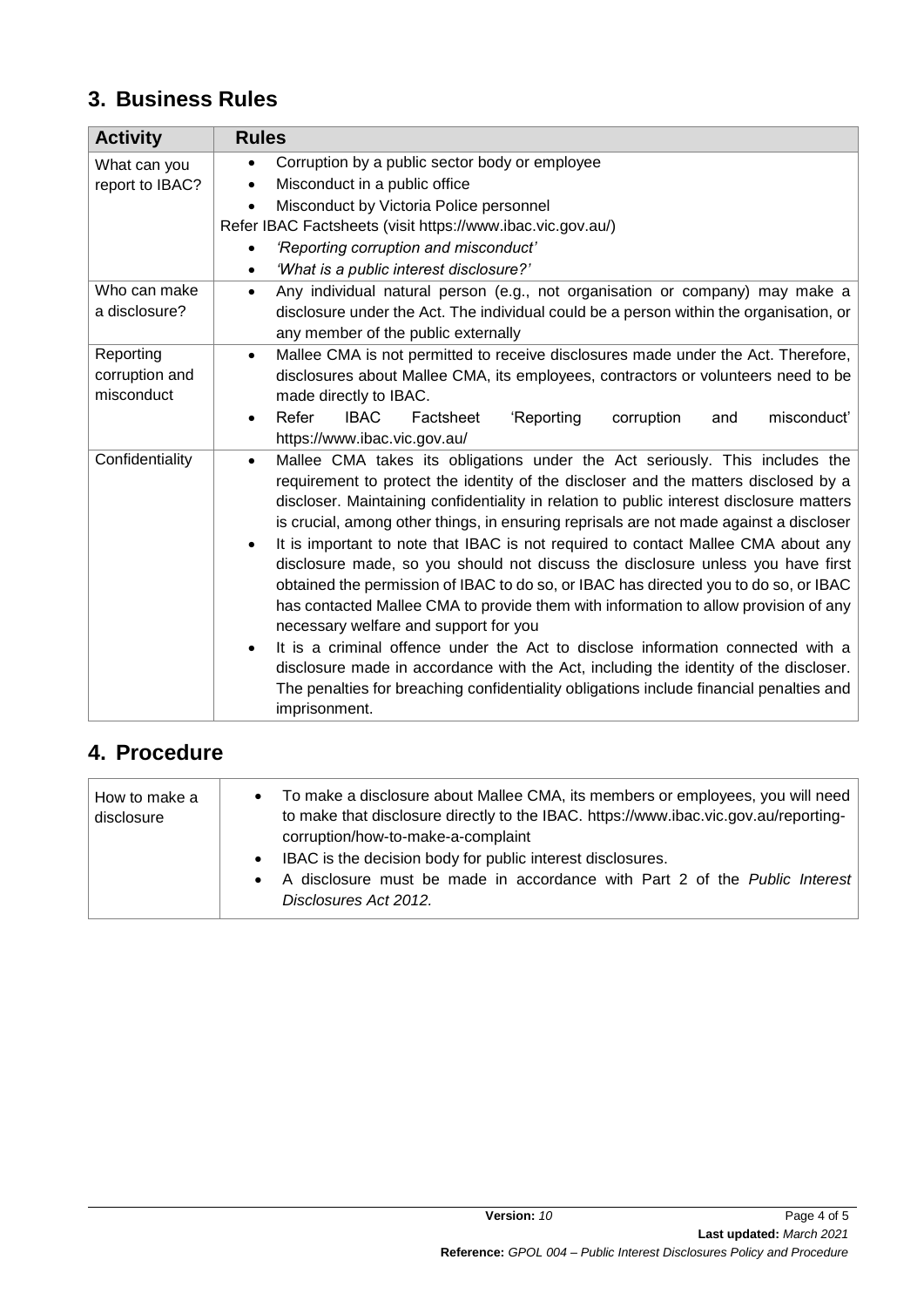## 3. Business Rules

| Activity | Rules |
|---|---|
| What can you report to IBAC? | • Corruption by a public sector body or employee<br>• Misconduct in a public office<br>• Misconduct by Victoria Police personnel<br>Refer IBAC Factsheets (visit https://www.ibac.vic.gov.au/)<br>• *'Reporting corruption and misconduct'*<br>• *'What is a public interest disclosure?'* |
| Who can make a disclosure? | • Any individual natural person (e.g., not organisation or company) may make a disclosure under the Act. The individual could be a person within the organisation, or any member of the public externally |
| Reporting corruption and misconduct | • Mallee CMA is not permitted to receive disclosures made under the Act. Therefore, disclosures about Mallee CMA, its employees, contractors or volunteers need to be made directly to IBAC.<br>• Refer IBAC Factsheet 'Reporting corruption and misconduct' https://www.ibac.vic.gov.au/ |
| Confidentiality | • Mallee CMA takes its obligations under the Act seriously. This includes the requirement to protect the identity of the discloser and the matters disclosed by a discloser. Maintaining confidentiality in relation to public interest disclosure matters is crucial, among other things, in ensuring reprisals are not made against a discloser<br>• It is important to note that IBAC is not required to contact Mallee CMA about any disclosure made, so you should not discuss the disclosure unless you have first obtained the permission of IBAC to do so, or IBAC has directed you to do so, or IBAC has contacted Mallee CMA to provide them with information to allow provision of any necessary welfare and support for you<br>• It is a criminal offence under the Act to disclose information connected with a disclosure made in accordance with the Act, including the identity of the discloser. The penalties for breaching confidentiality obligations include financial penalties and imprisonment. |

## 4. Procedure

| | |
|---|---|
| How to make a disclosure | • To make a disclosure about Mallee CMA, its members or employees, you will need to make that disclosure directly to the IBAC. https://www.ibac.vic.gov.au/reporting-corruption/how-to-make-a-complaint<br>• IBAC is the decision body for public interest disclosures.<br>• A disclosure must be made in accordance with Part 2 of the *Public Interest Disclosures Act 2012.* |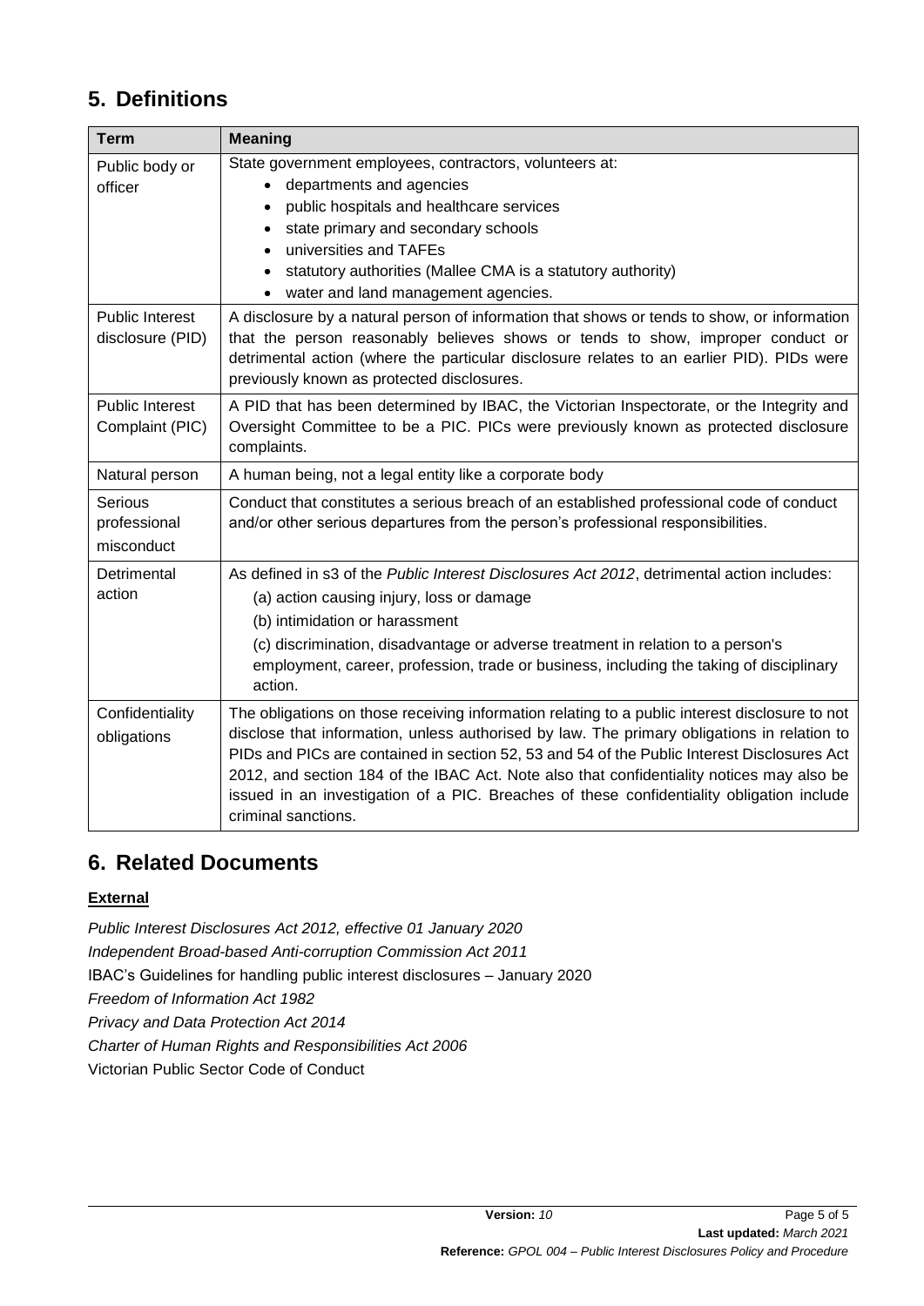## 5. Definitions

| Term | Meaning |
|---|---|
| Public body or officer | State government employees, contractors, volunteers at:<br>• departments and agencies<br>• public hospitals and healthcare services<br>• state primary and secondary schools<br>• universities and TAFEs<br>• statutory authorities (Mallee CMA is a statutory authority)<br>• water and land management agencies. |
| Public Interest disclosure (PID) | A disclosure by a natural person of information that shows or tends to show, or information that the person reasonably believes shows or tends to show, improper conduct or detrimental action (where the particular disclosure relates to an earlier PID). PIDs were previously known as protected disclosures. |
| Public Interest Complaint (PIC) | A PID that has been determined by IBAC, the Victorian Inspectorate, or the Integrity and Oversight Committee to be a PIC. PICs were previously known as protected disclosure complaints. |
| Natural person | A human being, not a legal entity like a corporate body |
| Serious professional misconduct | Conduct that constitutes a serious breach of an established professional code of conduct and/or other serious departures from the person's professional responsibilities. |
| Detrimental action | As defined in s3 of the *Public Interest Disclosures Act 2012*, detrimental action includes:<br>(a) action causing injury, loss or damage<br>(b) intimidation or harassment<br>(c) discrimination, disadvantage or adverse treatment in relation to a person's employment, career, profession, trade or business, including the taking of disciplinary action. |
| Confidentiality obligations | The obligations on those receiving information relating to a public interest disclosure to not disclose that information, unless authorised by law. The primary obligations in relation to PIDs and PICs are contained in section 52, 53 and 54 of the Public Interest Disclosures Act 2012, and section 184 of the IBAC Act. Note also that confidentiality notices may also be issued in an investigation of a PIC. Breaches of these confidentiality obligation include criminal sanctions. |

## 6. Related Documents

**External**

*Public Interest Disclosures Act 2012, effective 01 January 2020*
*Independent Broad-based Anti-corruption Commission Act 2011*
IBAC's Guidelines for handling public interest disclosures – January 2020
*Freedom of Information Act 1982*
*Privacy and Data Protection Act 2014*
*Charter of Human Rights and Responsibilities Act 2006*
Victorian Public Sector Code of Conduct